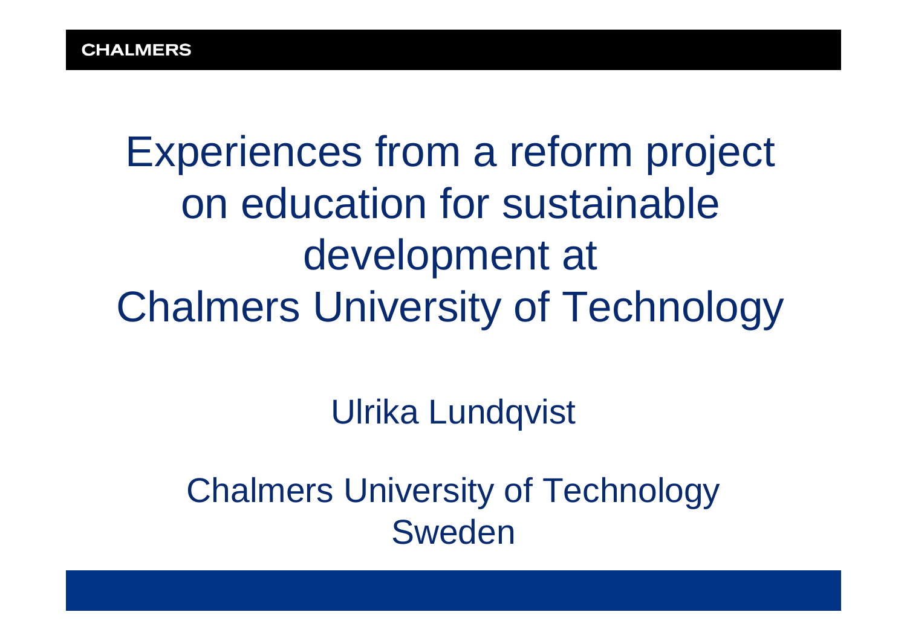# Experiences from a reform project on education for sustainable development at Chalmers University of Technology

Ulrika Lundqvist

Chalmers University of Technology
Sweden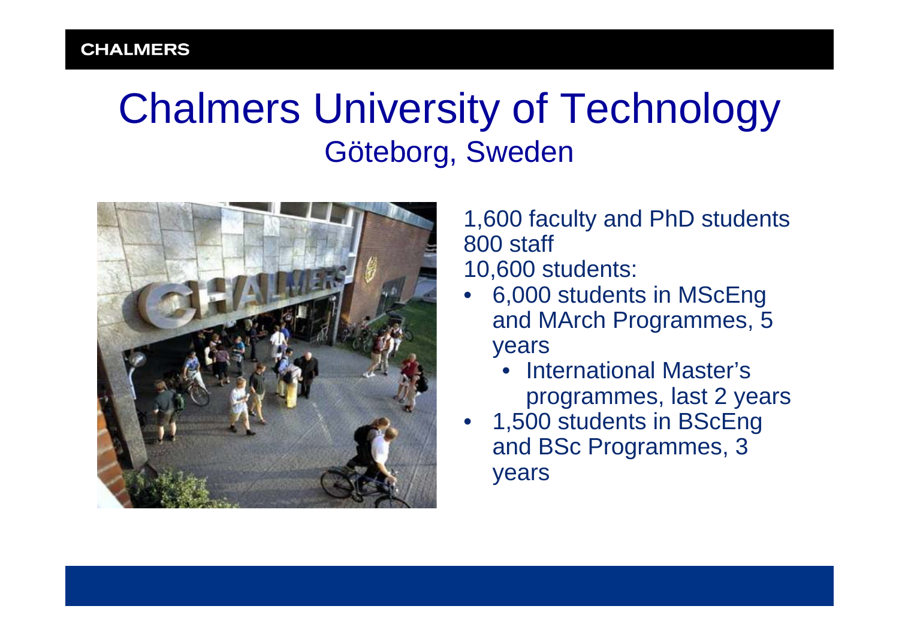# Chalmers University of Technology

## Göteborg, Sweden

1,600 faculty and PhD students
800 staff
10,600 students:

- 6,000 students in MScEng and MArch Programmes, 5 years
  - International Master's programmes, last 2 years
- 1,500 students in BScEng and BSc Programmes, 3 years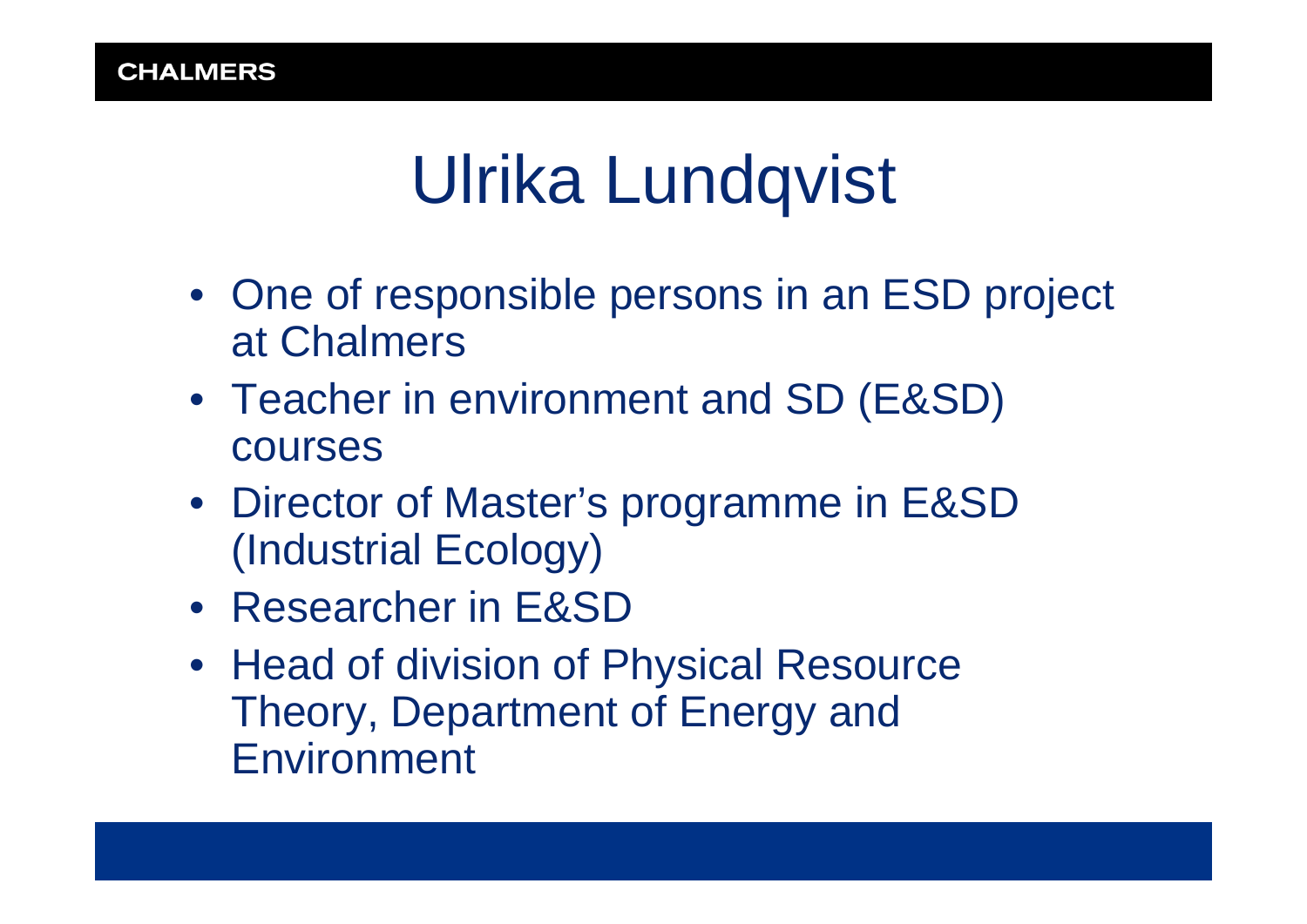# Ulrika Lundqvist

- One of responsible persons in an ESD project at Chalmers
- Teacher in environment and SD (E&SD) courses
- Director of Master's programme in E&SD (Industrial Ecology)
- Researcher in E&SD
- Head of division of Physical Resource Theory, Department of Energy and Environment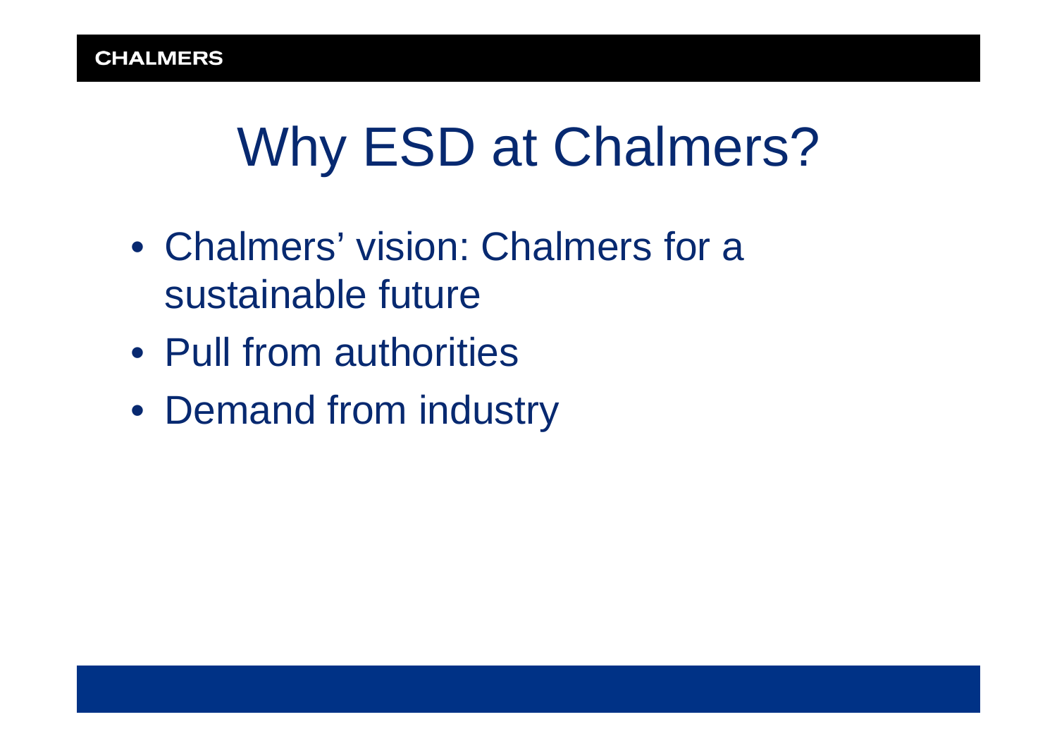# Why ESD at Chalmers?

- Chalmers' vision: Chalmers for a sustainable future
- Pull from authorities
- Demand from industry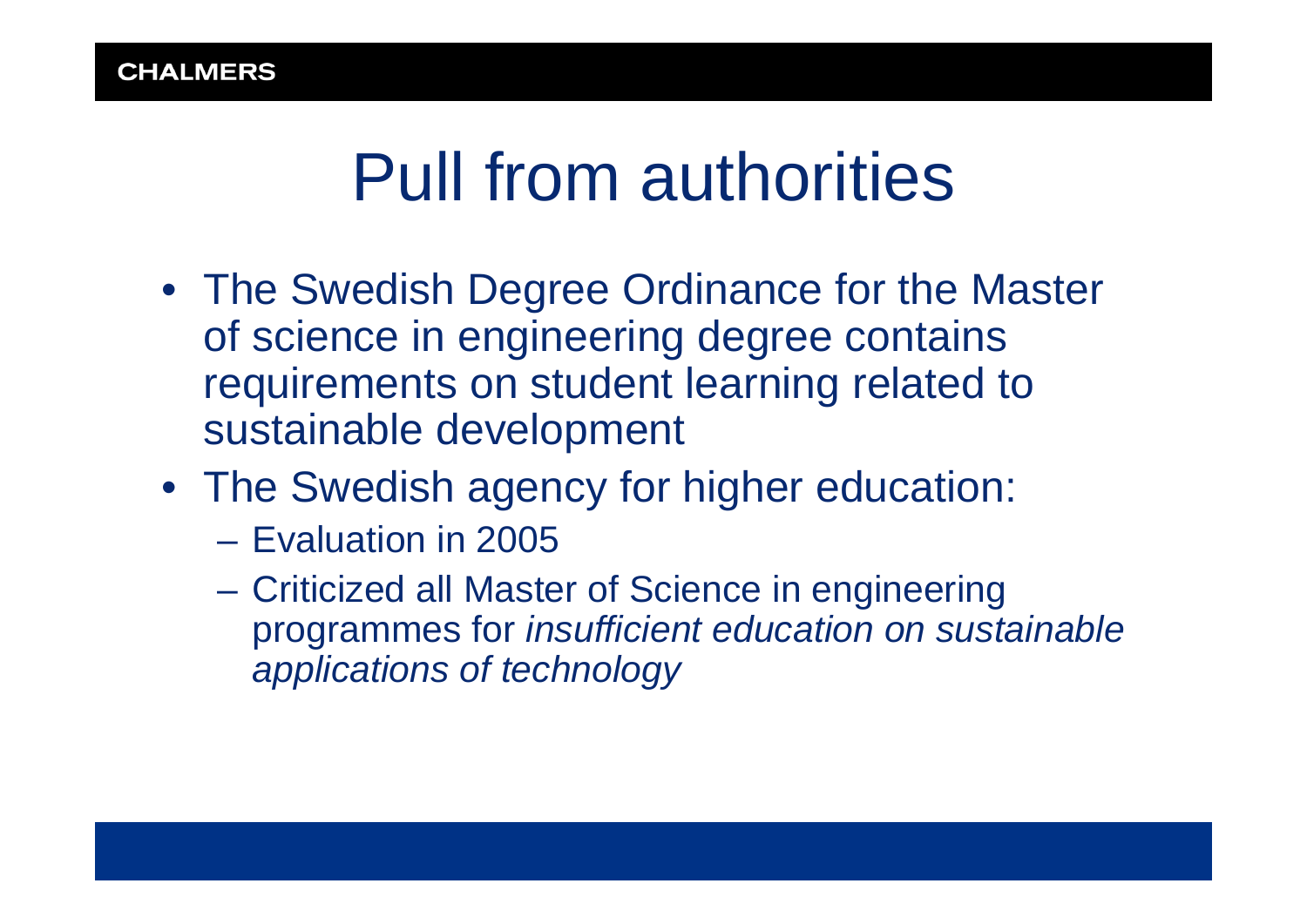# Pull from authorities

- The Swedish Degree Ordinance for the Master of science in engineering degree contains requirements on student learning related to sustainable development
- The Swedish agency for higher education:
  - Evaluation in 2005
  - Criticized all Master of Science in engineering programmes for *insufficient education on sustainable applications of technology*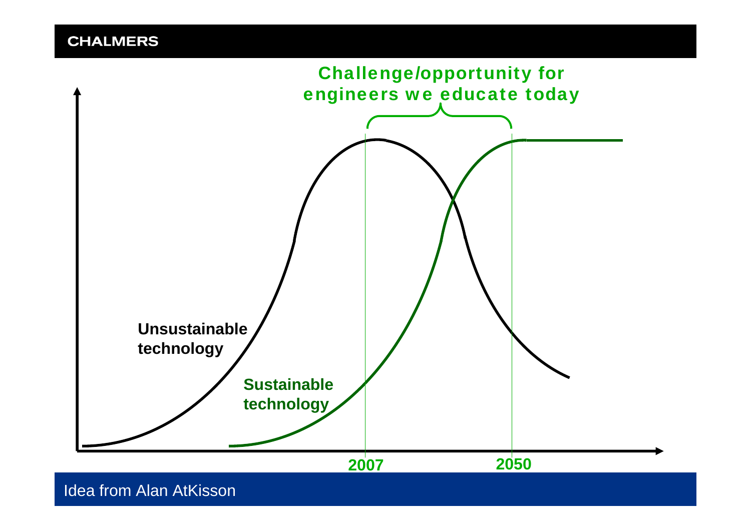**Challenge/opportunity for engineers we educate today**

Unsustainable technology

Sustainable technology

2007

2050

Idea from Alan AtKisson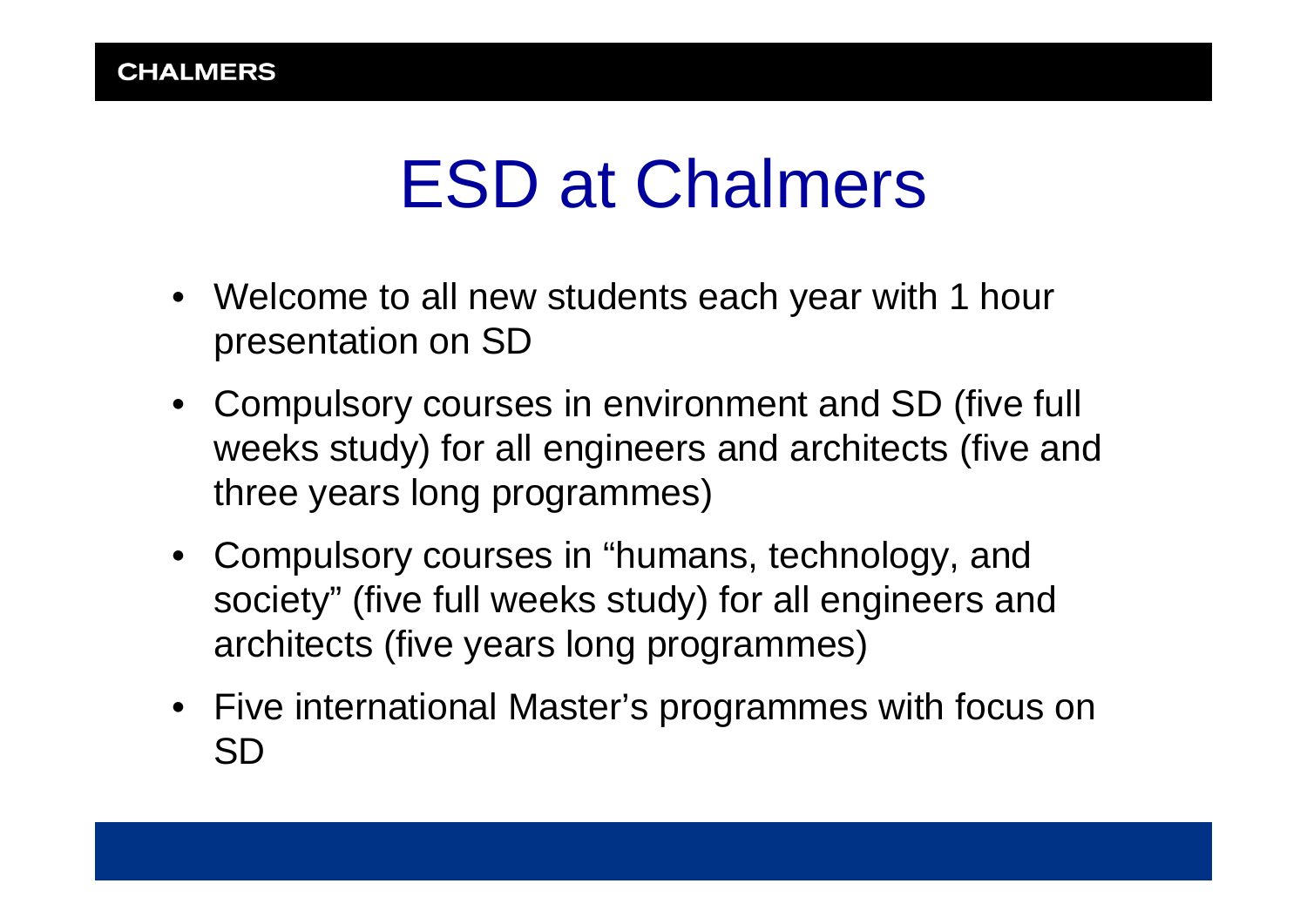# ESD at Chalmers

- Welcome to all new students each year with 1 hour presentation on SD
- Compulsory courses in environment and SD (five full weeks study) for all engineers and architects (five and three years long programmes)
- Compulsory courses in “humans, technology, and society” (five full weeks study) for all engineers and architects (five years long programmes)
- Five international Master’s programmes with focus on SD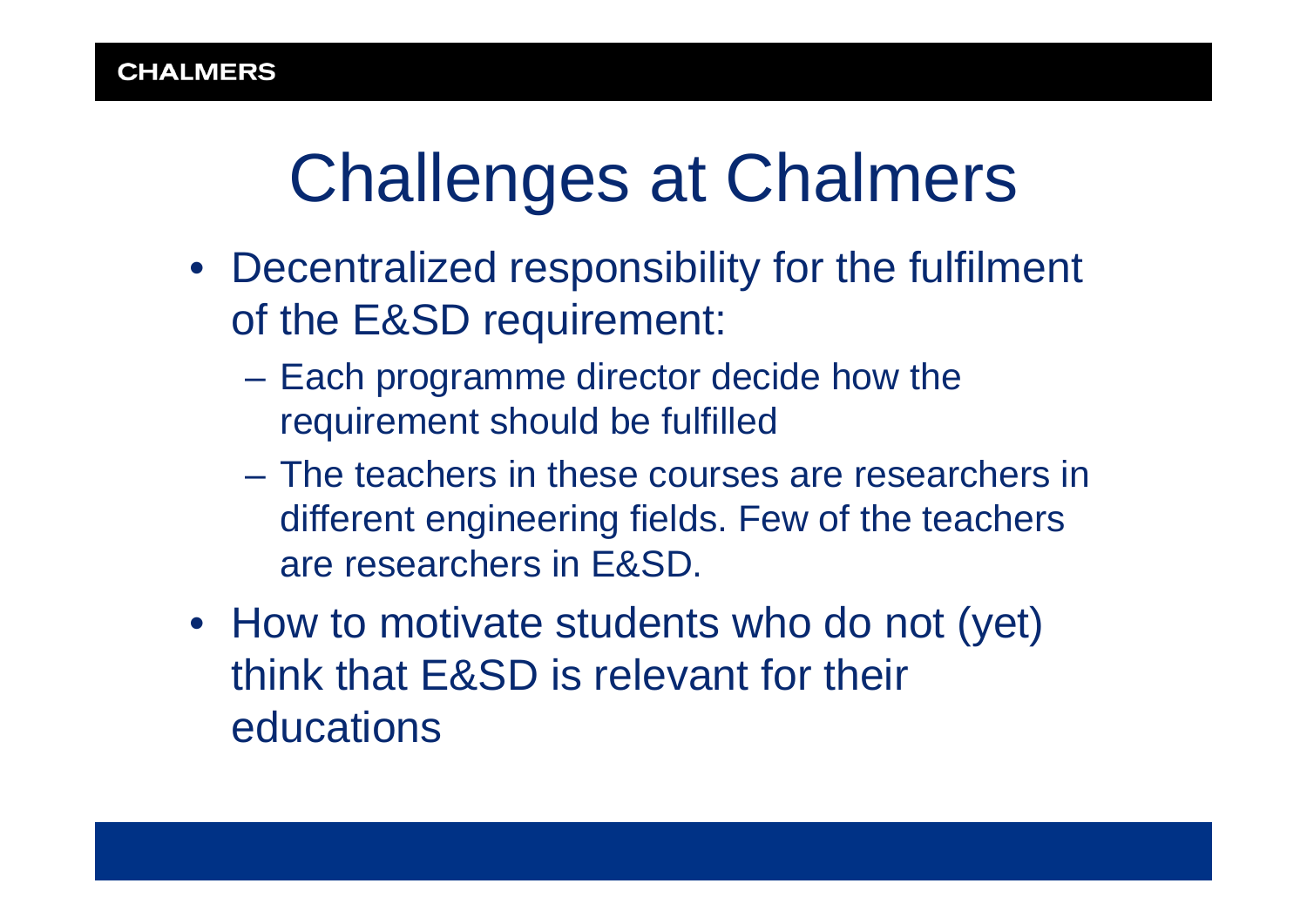# Challenges at Chalmers

- Decentralized responsibility for the fulfilment of the E&SD requirement:
  - Each programme director decide how the requirement should be fulfilled
  - The teachers in these courses are researchers in different engineering fields. Few of the teachers are researchers in E&SD.
- How to motivate students who do not (yet) think that E&SD is relevant for their educations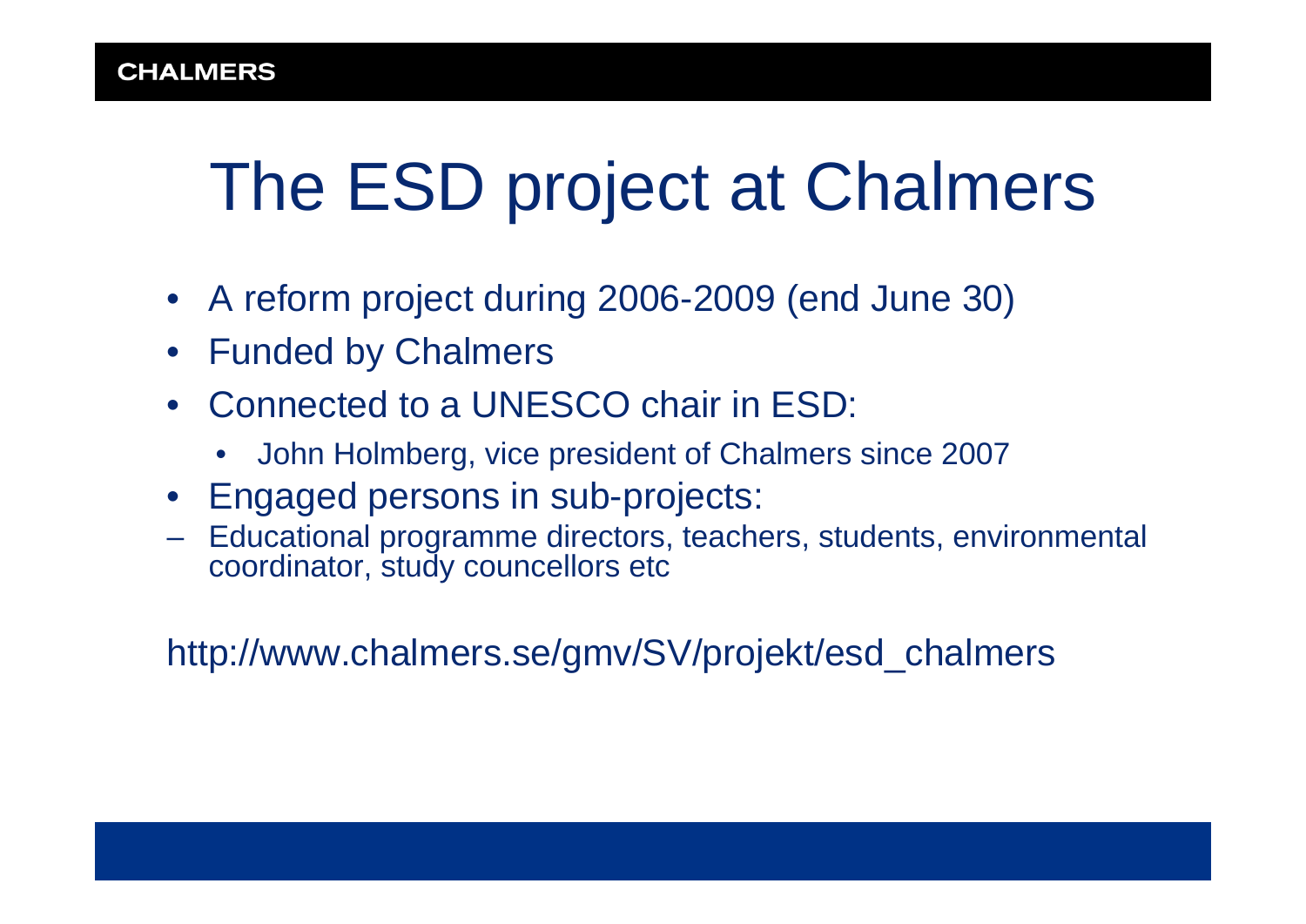# The ESD project at Chalmers

- A reform project during 2006-2009 (end June 30)
- Funded by Chalmers
- Connected to a UNESCO chair in ESD:
  - John Holmberg, vice president of Chalmers since 2007
- Engaged persons in sub-projects:

– Educational programme directors, teachers, students, environmental coordinator, study councellors etc

http://www.chalmers.se/gmv/SV/projekt/esd_chalmers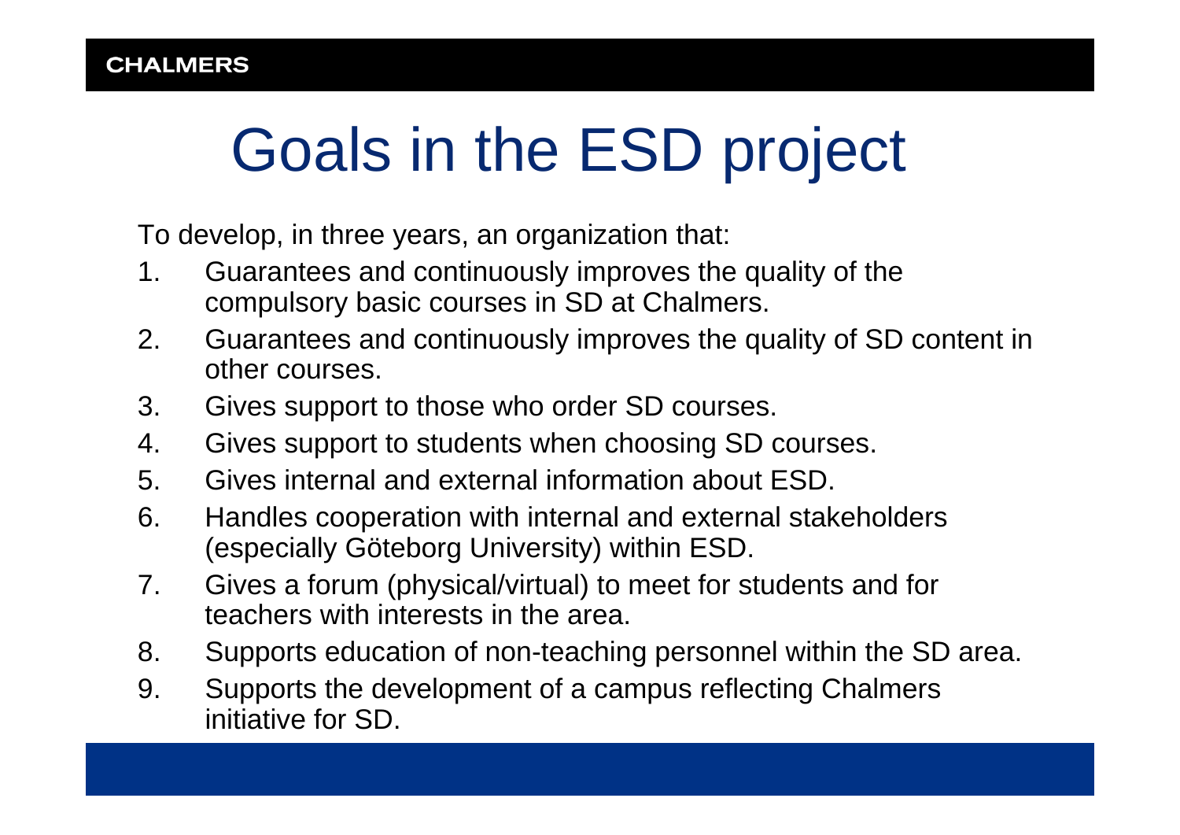# Goals in the ESD project

To develop, in three years, an organization that:

1. Guarantees and continuously improves the quality of the compulsory basic courses in SD at Chalmers.
2. Guarantees and continuously improves the quality of SD content in other courses.
3. Gives support to those who order SD courses.
4. Gives support to students when choosing SD courses.
5. Gives internal and external information about ESD.
6. Handles cooperation with internal and external stakeholders (especially Göteborg University) within ESD.
7. Gives a forum (physical/virtual) to meet for students and for teachers with interests in the area.
8. Supports education of non-teaching personnel within the SD area.
9. Supports the development of a campus reflecting Chalmers initiative for SD.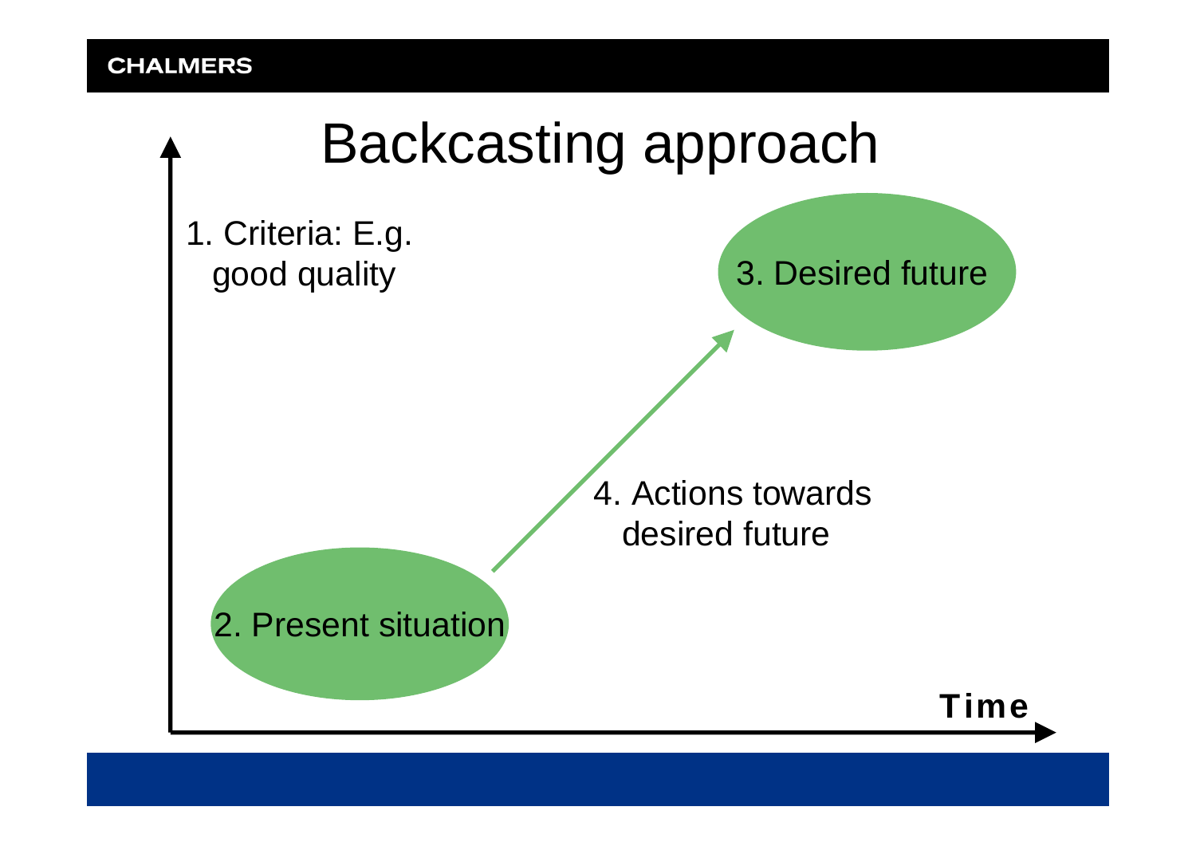# Backcasting approach

1. Criteria: E.g. good quality

2. Present situation

3. Desired future

4. Actions towards desired future

Time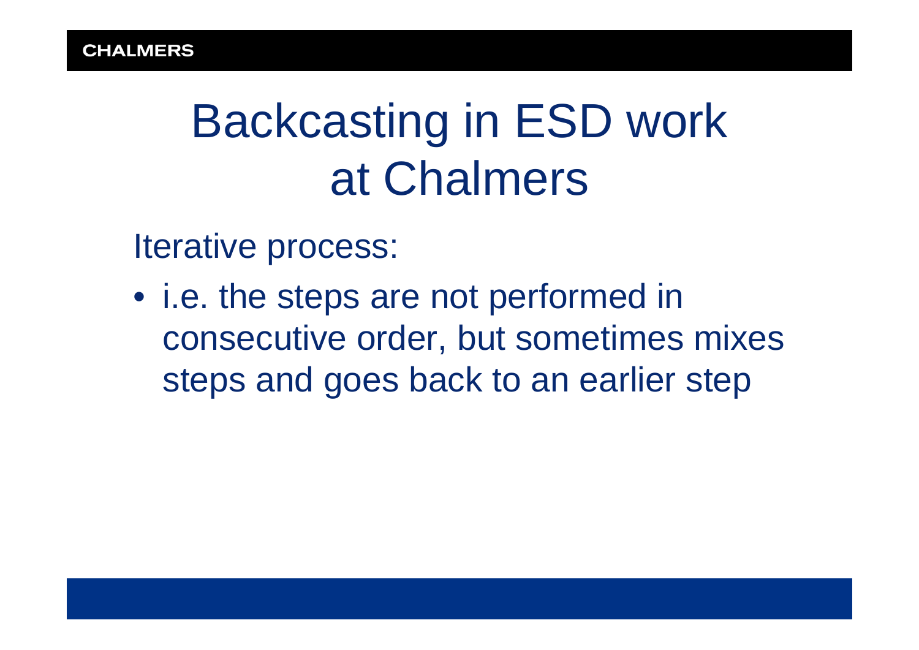# Backcasting in ESD work at Chalmers

Iterative process:

- i.e. the steps are not performed in consecutive order, but sometimes mixes steps and goes back to an earlier step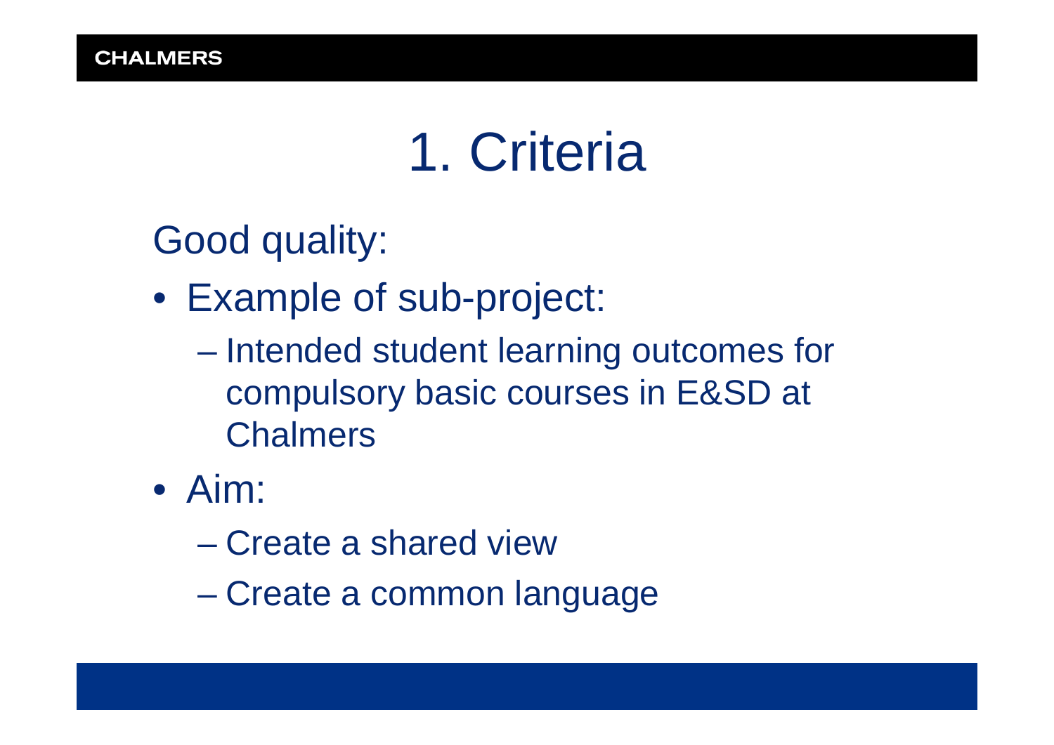# 1. Criteria

Good quality:

- Example of sub-project:
  - Intended student learning outcomes for compulsory basic courses in E&SD at Chalmers
- Aim:
  - Create a shared view
  - Create a common language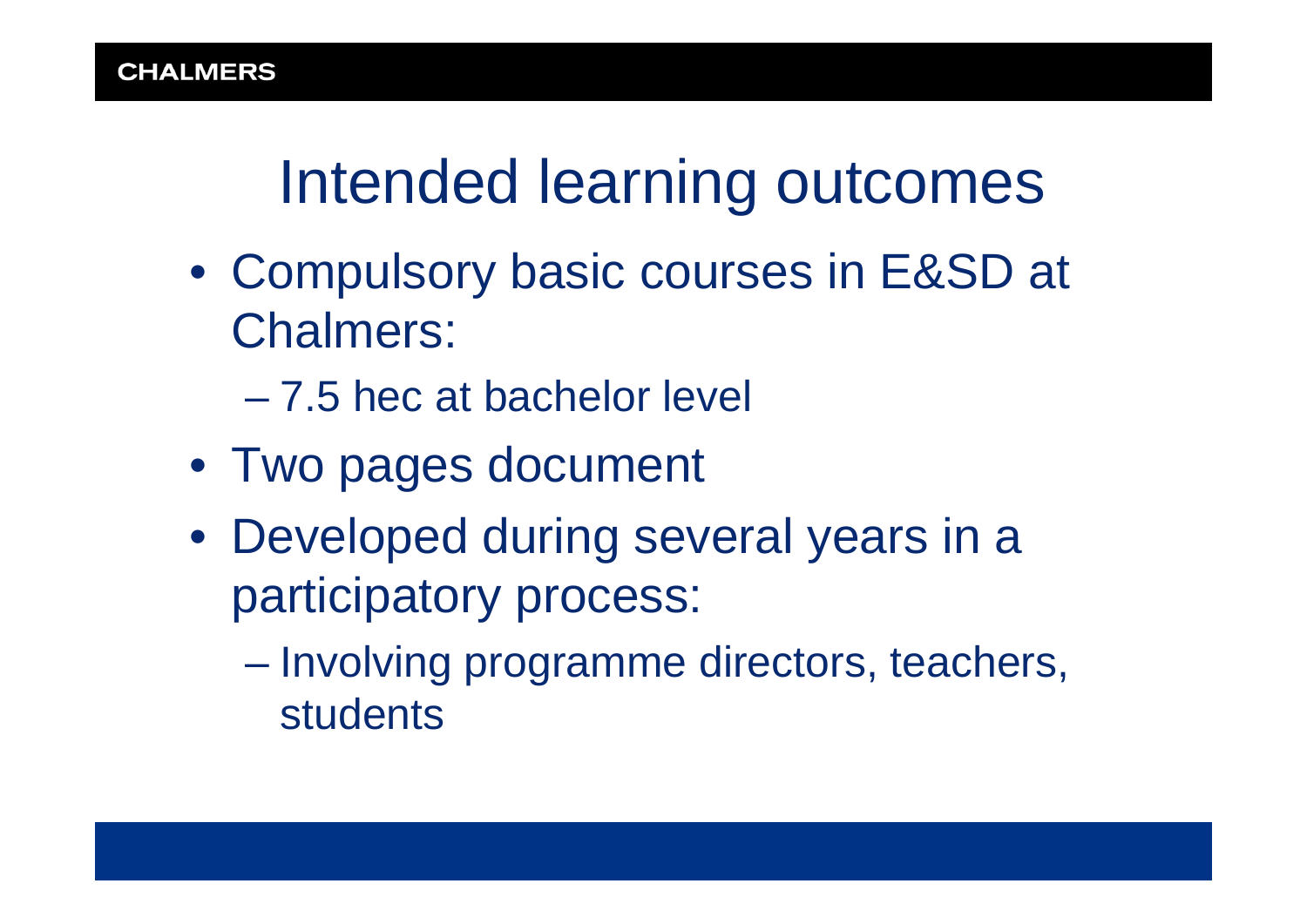# Intended learning outcomes

- Compulsory basic courses in E&SD at Chalmers:
  - 7.5 hec at bachelor level
- Two pages document
- Developed during several years in a participatory process:
  - Involving programme directors, teachers, students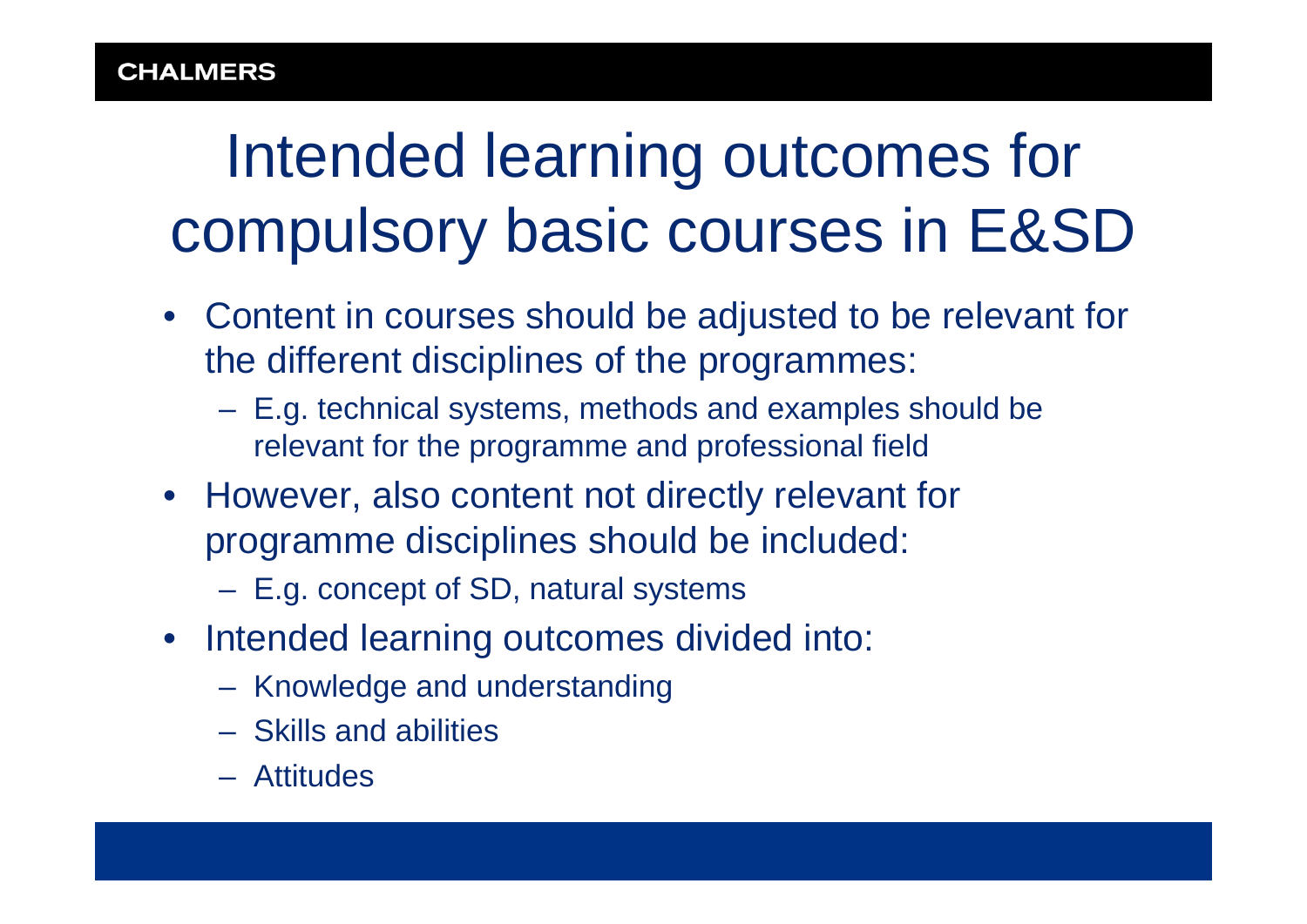# Intended learning outcomes for compulsory basic courses in E&SD

- Content in courses should be adjusted to be relevant for the different disciplines of the programmes:
  - E.g. technical systems, methods and examples should be relevant for the programme and professional field
- However, also content not directly relevant for programme disciplines should be included:
  - E.g. concept of SD, natural systems
- Intended learning outcomes divided into:
  - Knowledge and understanding
  - Skills and abilities
  - Attitudes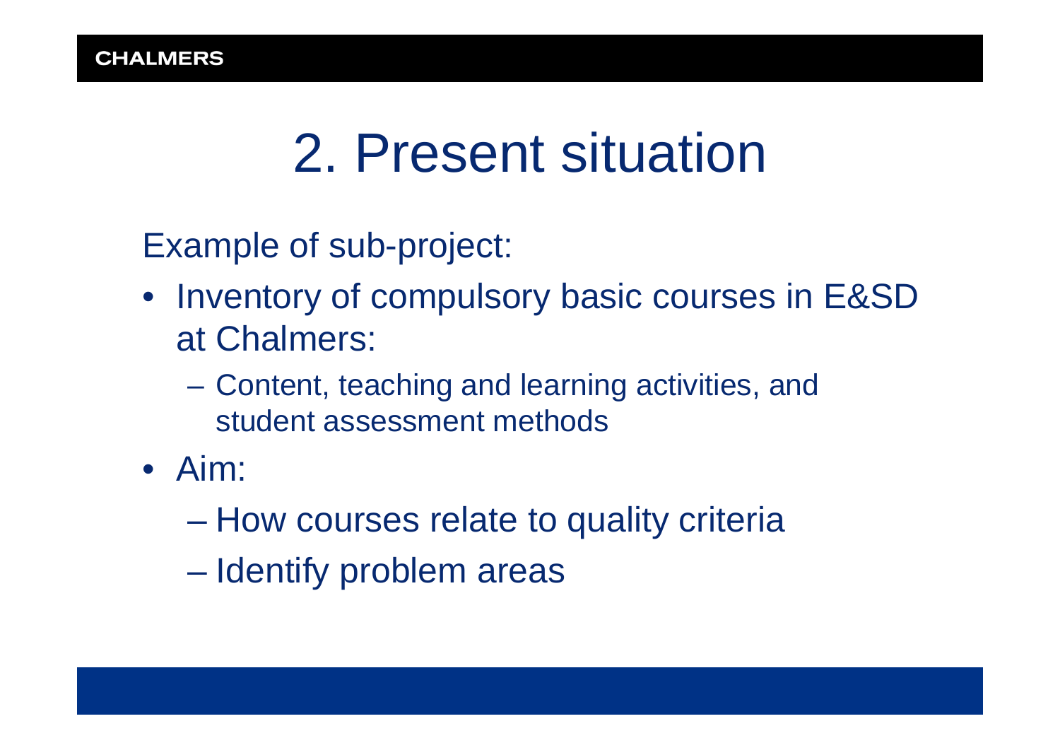# 2. Present situation

Example of sub-project:

- Inventory of compulsory basic courses in E&SD at Chalmers:
  - Content, teaching and learning activities, and student assessment methods
- Aim:
  - How courses relate to quality criteria
  - Identify problem areas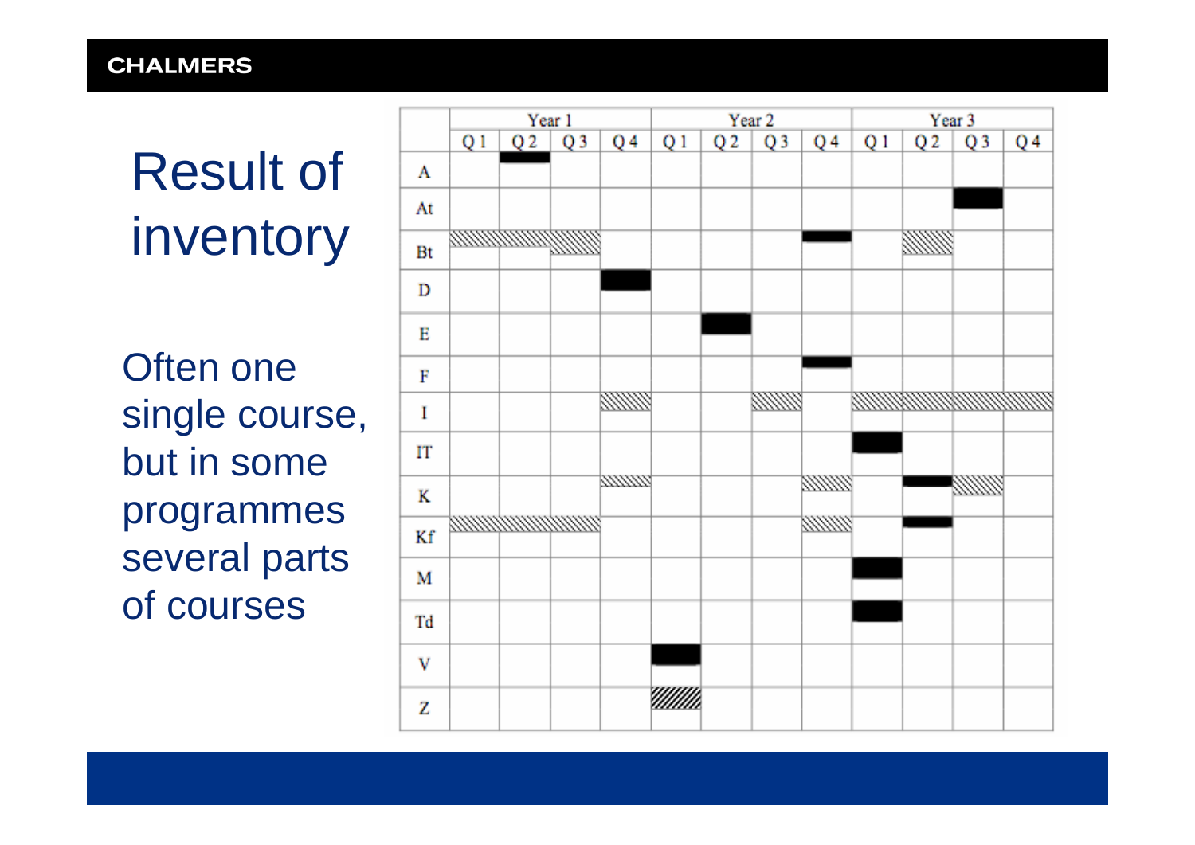# Result of inventory

Often one single course, but in some programmes several parts of courses

| | Year 1 | | | | Year 2 | | | | Year 3 | | | |
|---|---|---|---|---|---|---|---|---|---|---|---|---|
| | Q 1 | Q 2 | Q 3 | Q 4 | Q 1 | Q 2 | Q 3 | Q 4 | Q 1 | Q 2 | Q 3 | Q 4 |
| A | | ■ | | | | | | | | | | |
| At | | | | | | | | | | | ■ | |
| Bt | ▨ | ▨ | ▨ | | | | | ■ | | ▨ | | |
| D | | | | ■ | | | | | | | | |
| E | | | | | | ■ | | | | | | |
| F | | | | | | | | ■ | | | | |
| I | | | | ▨ | | | ▨ | | ▨ | ▨ | ▨ | ▨ |
| IT | | | | | | | | | ■ | | | |
| K | | | | ▨ | | | | ▨ | | ■ | ▨ | |
| Kf | ▨ | ▨ | ▨ | | | | | ▨ | | ■ | | |
| M | | | | | | | | | ■ | | | |
| Td | | | | | | | | | ■ | | | |
| V | | | | | ■ | | | | | | | |
| Z | | | | | ▨ | | | | | | | |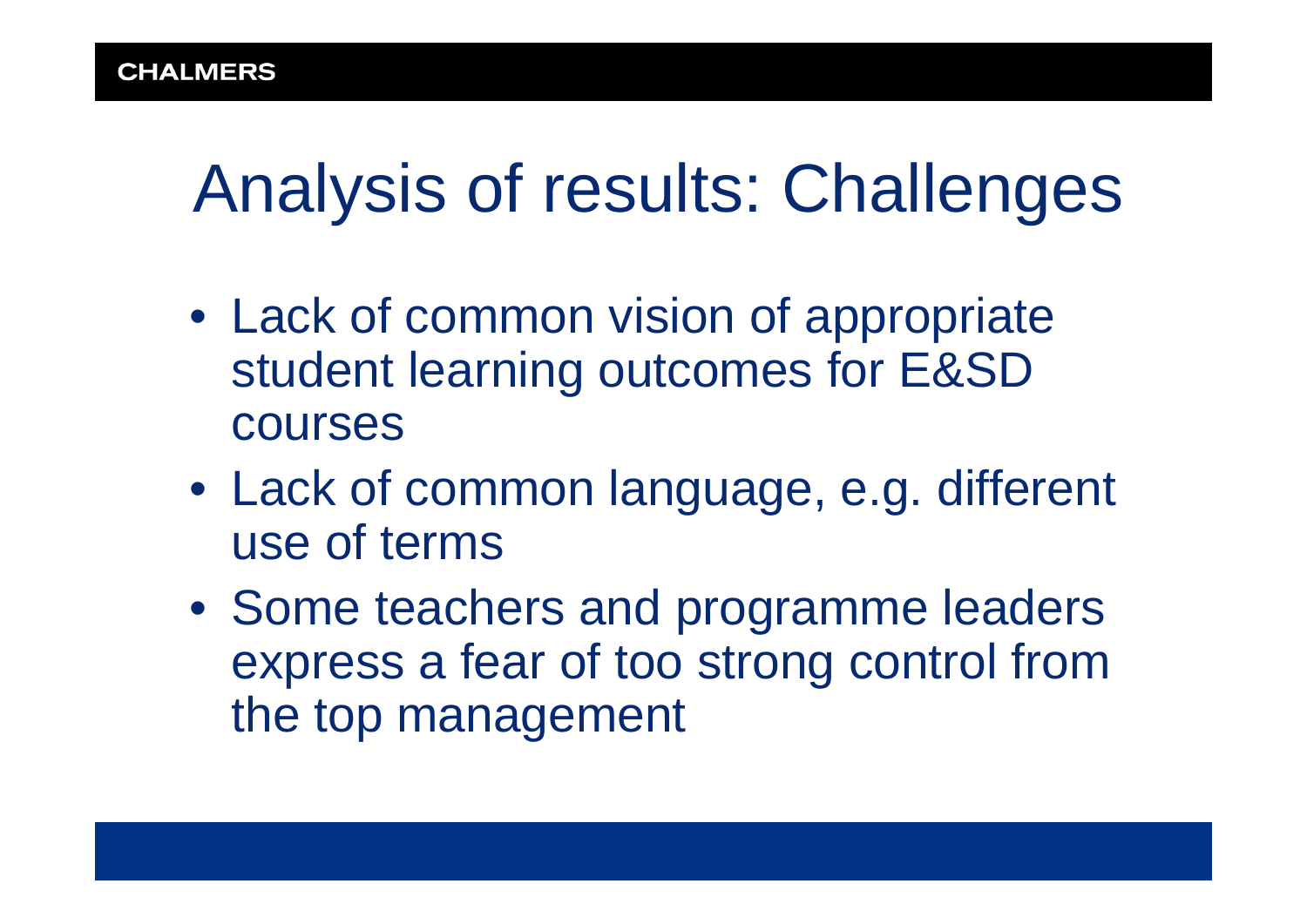# Analysis of results: Challenges

- Lack of common vision of appropriate student learning outcomes for E&SD courses
- Lack of common language, e.g. different use of terms
- Some teachers and programme leaders express a fear of too strong control from the top management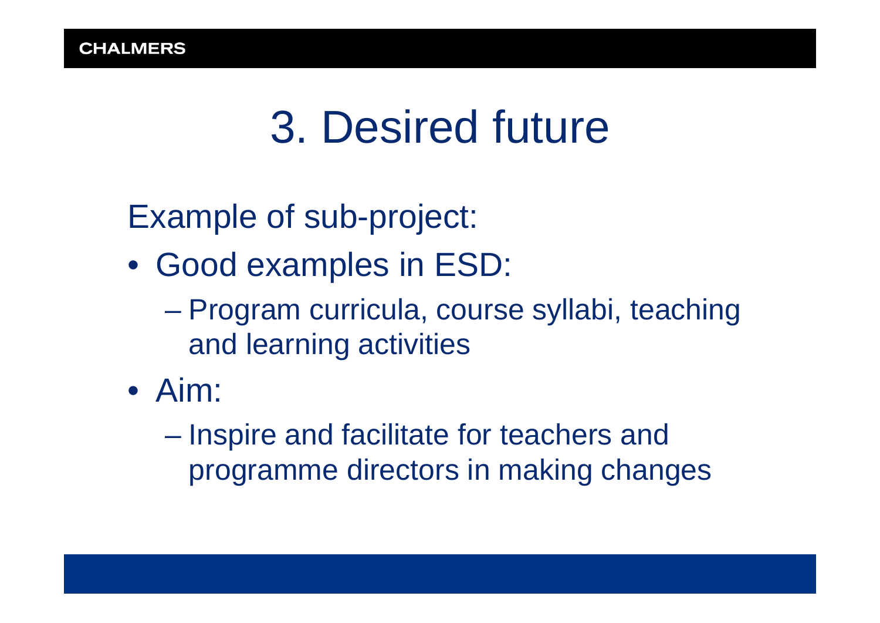# 3. Desired future

Example of sub-project:

- Good examples in ESD:
  - Program curricula, course syllabi, teaching and learning activities
- Aim:
  - Inspire and facilitate for teachers and programme directors in making changes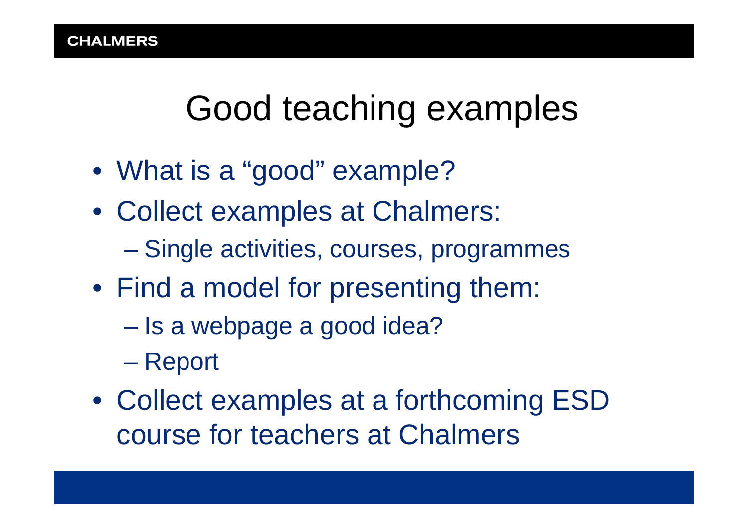# Good teaching examples

- What is a “good” example?
- Collect examples at Chalmers:
  - Single activities, courses, programmes
- Find a model for presenting them:
  - Is a webpage a good idea?
  - Report
- Collect examples at a forthcoming ESD course for teachers at Chalmers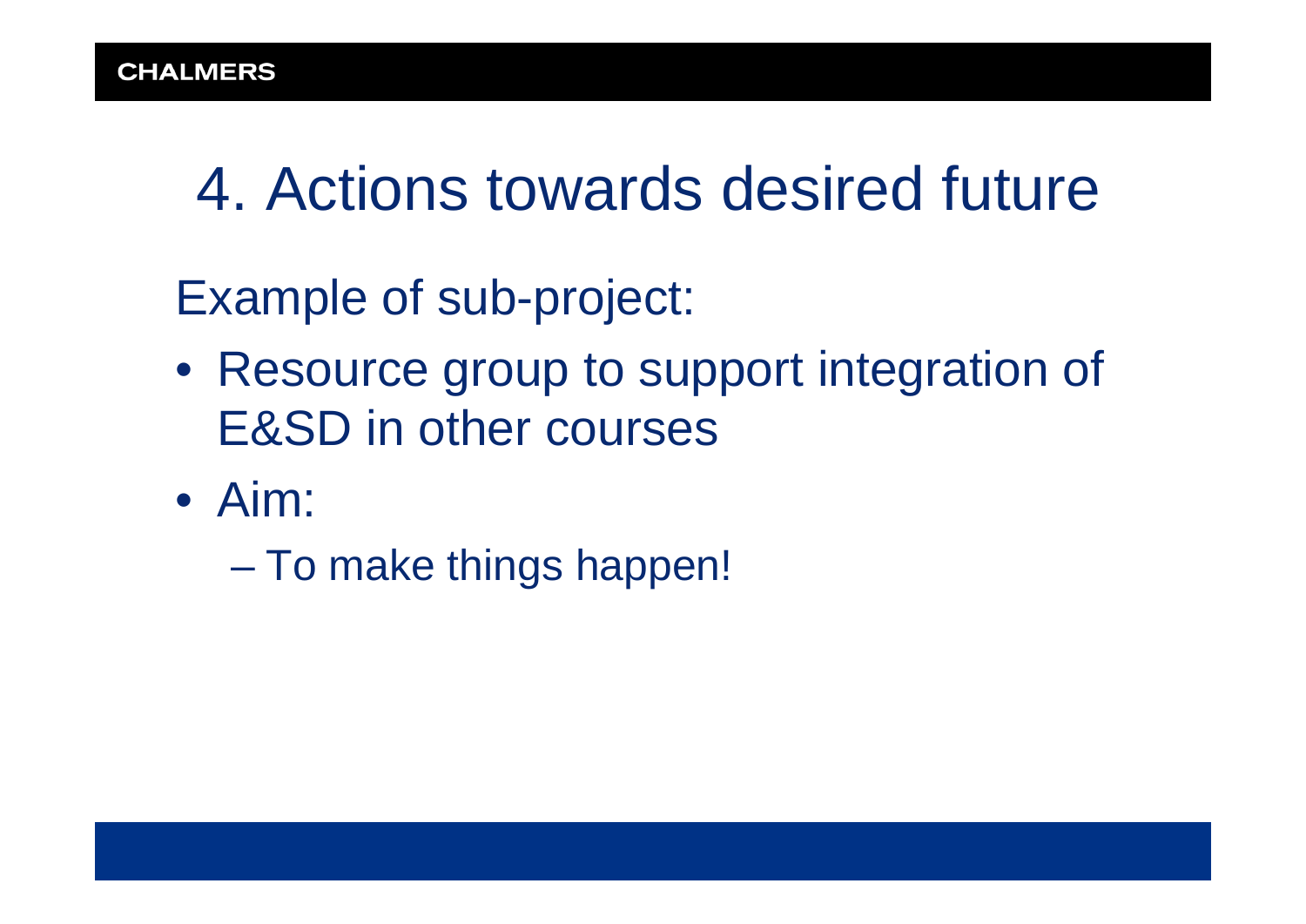# 4. Actions towards desired future

Example of sub-project:

- Resource group to support integration of E&SD in other courses
- Aim:
  - To make things happen!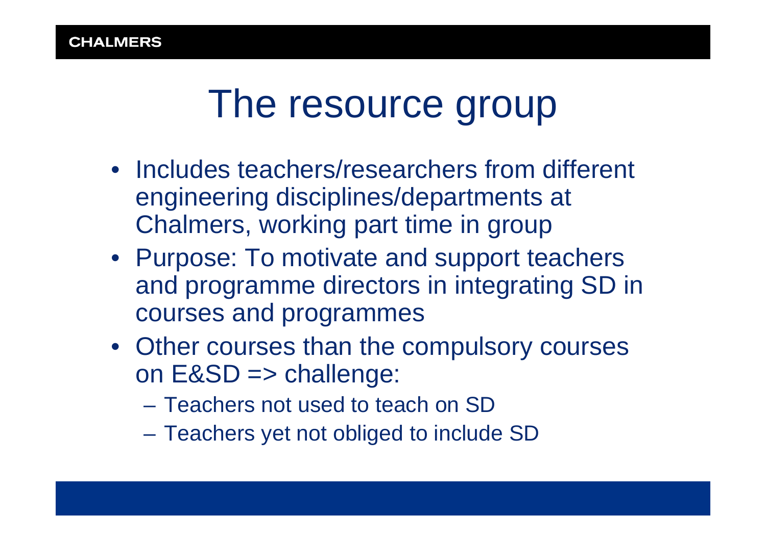# The resource group

- Includes teachers/researchers from different engineering disciplines/departments at Chalmers, working part time in group
- Purpose: To motivate and support teachers and programme directors in integrating SD in courses and programmes
- Other courses than the compulsory courses on E&SD => challenge:
  - Teachers not used to teach on SD
  - Teachers yet not obliged to include SD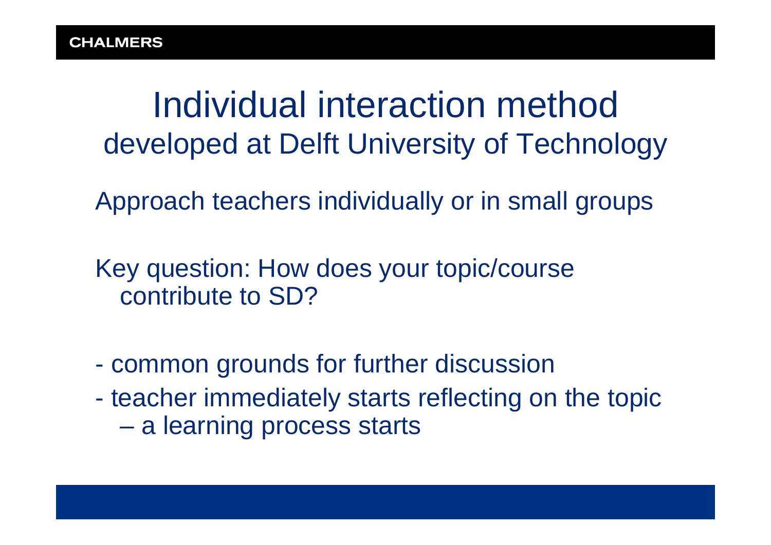# Individual interaction method

## developed at Delft University of Technology

Approach teachers individually or in small groups

Key question: How does your topic/course contribute to SD?

- common grounds for further discussion
- teacher immediately starts reflecting on the topic
  – a learning process starts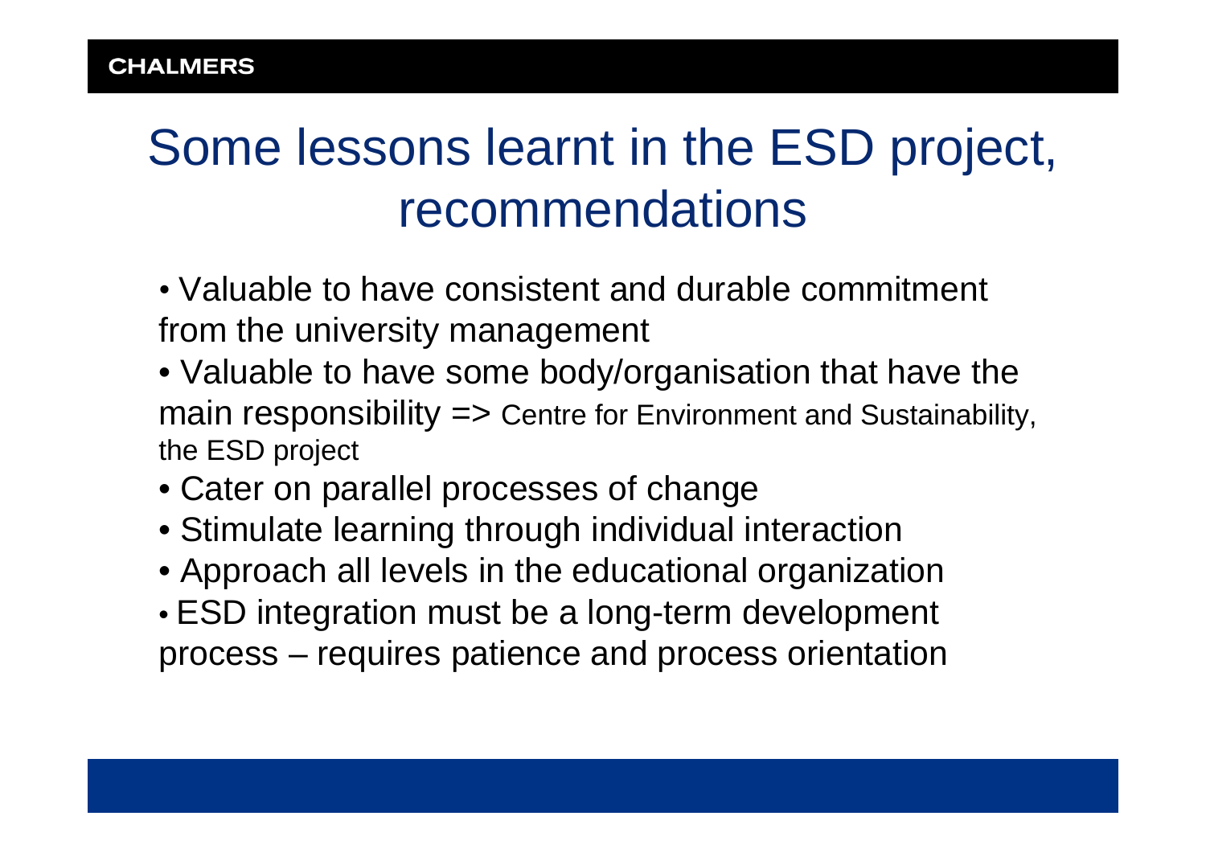# Some lessons learnt in the ESD project, recommendations

- Valuable to have consistent and durable commitment from the university management
- Valuable to have some body/organisation that have the main responsibility => Centre for Environment and Sustainability, the ESD project
- Cater on parallel processes of change
- Stimulate learning through individual interaction
- Approach all levels in the educational organization
- ESD integration must be a long-term development process – requires patience and process orientation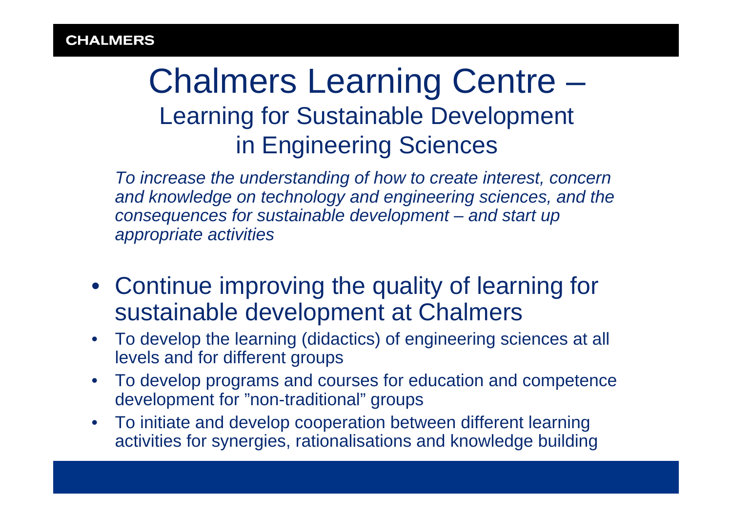# Chalmers Learning Centre –

## Learning for Sustainable Development in Engineering Sciences

*To increase the understanding of how to create interest, concern and knowledge on technology and engineering sciences, and the consequences for sustainable development – and start up appropriate activities*

- Continue improving the quality of learning for sustainable development at Chalmers
- To develop the learning (didactics) of engineering sciences at all levels and for different groups
- To develop programs and courses for education and competence development for ”non-traditional” groups
- To initiate and develop cooperation between different learning activities for synergies, rationalisations and knowledge building